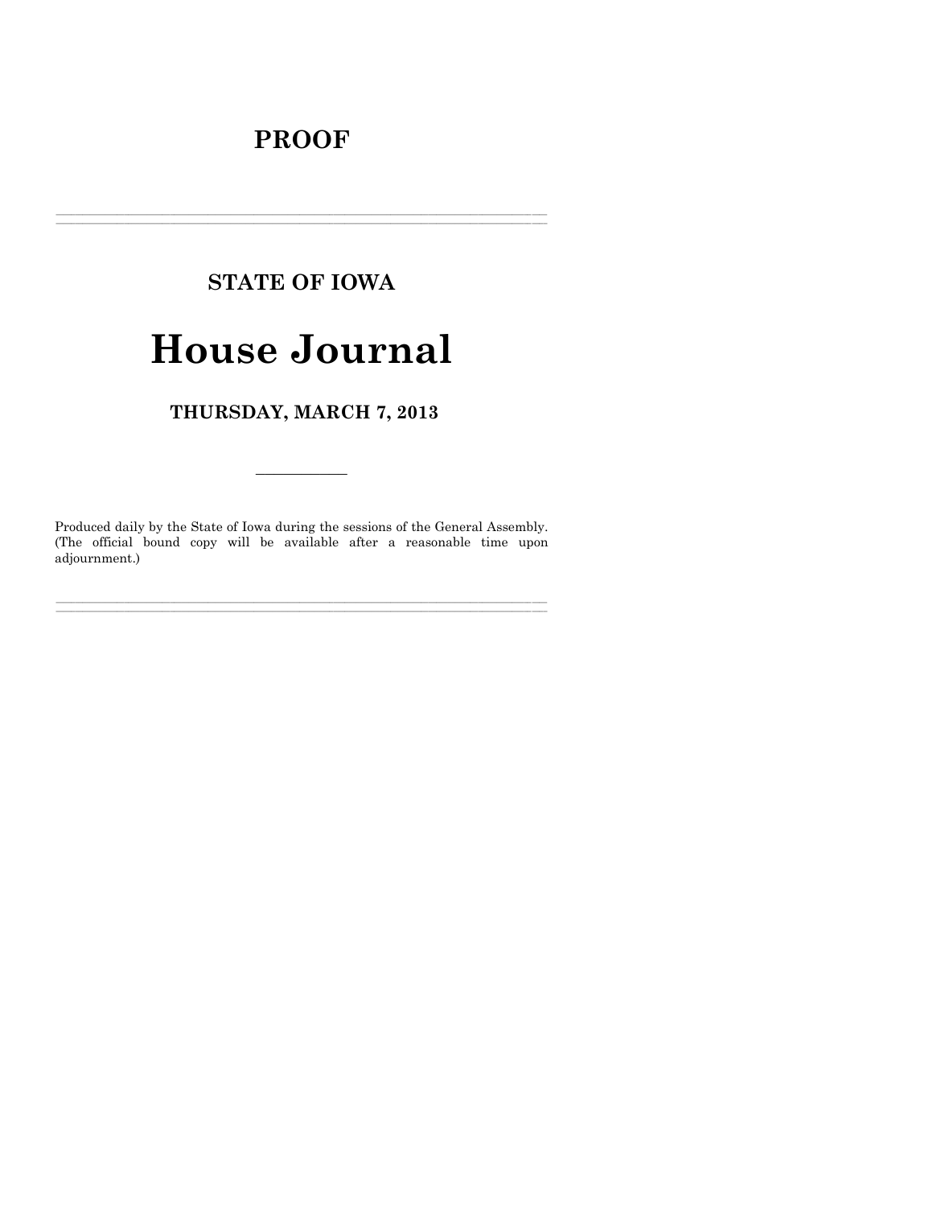# PROOF

---

## STATE OF IOWA

# House Journal

## THURSDAY, MARCH 7, 2013

---

Produced daily by the State of Iowa during the sessions of the General Assembly. (The official bound copy will be available after a reasonable time upon adjournment.)

---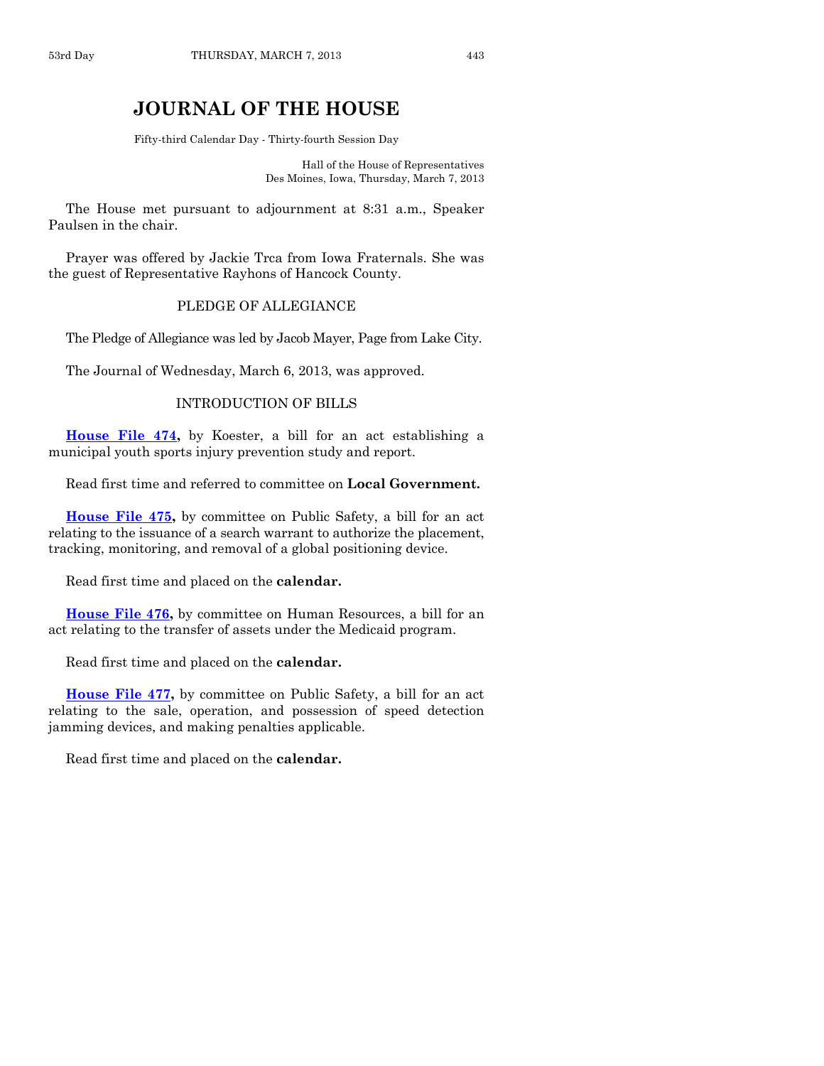# JOURNAL OF THE HOUSE

Fifty-third Calendar Day - Thirty-fourth Session Day

Hall of the House of Representatives
Des Moines, Iowa, Thursday, March 7, 2013

The House met pursuant to adjournment at 8:31 a.m., Speaker Paulsen in the chair.

Prayer was offered by Jackie Trca from Iowa Fraternals. She was the guest of Representative Rayhons of Hancock County.

## PLEDGE OF ALLEGIANCE

The Pledge of Allegiance was led by Jacob Mayer, Page from Lake City.

The Journal of Wednesday, March 6, 2013, was approved.

## INTRODUCTION OF BILLS

**House File 474,** by Koester, a bill for an act establishing a municipal youth sports injury prevention study and report.

Read first time and referred to committee on **Local Government.**

**House File 475,** by committee on Public Safety, a bill for an act relating to the issuance of a search warrant to authorize the placement, tracking, monitoring, and removal of a global positioning device.

Read first time and placed on the **calendar.**

**House File 476,** by committee on Human Resources, a bill for an act relating to the transfer of assets under the Medicaid program.

Read first time and placed on the **calendar.**

**House File 477,** by committee on Public Safety, a bill for an act relating to the sale, operation, and possession of speed detection jamming devices, and making penalties applicable.

Read first time and placed on the **calendar.**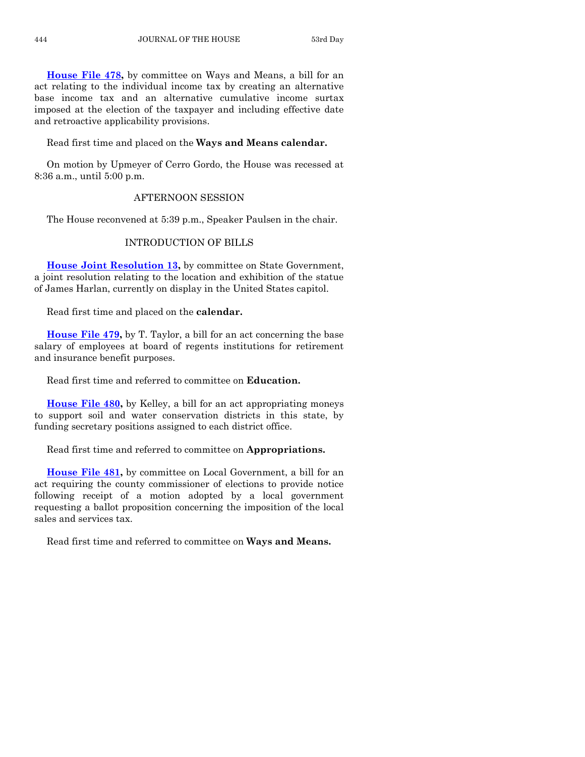**House File 478,** by committee on Ways and Means, a bill for an act relating to the individual income tax by creating an alternative base income tax and an alternative cumulative income surtax imposed at the election of the taxpayer and including effective date and retroactive applicability provisions.

Read first time and placed on the **Ways and Means calendar.**

On motion by Upmeyer of Cerro Gordo, the House was recessed at 8:36 a.m., until 5:00 p.m.

## AFTERNOON SESSION

The House reconvened at 5:39 p.m., Speaker Paulsen in the chair.

## INTRODUCTION OF BILLS

**House Joint Resolution 13,** by committee on State Government, a joint resolution relating to the location and exhibition of the statue of James Harlan, currently on display in the United States capitol.

Read first time and placed on the **calendar.**

**House File 479,** by T. Taylor, a bill for an act concerning the base salary of employees at board of regents institutions for retirement and insurance benefit purposes.

Read first time and referred to committee on **Education.**

**House File 480,** by Kelley, a bill for an act appropriating moneys to support soil and water conservation districts in this state, by funding secretary positions assigned to each district office.

Read first time and referred to committee on **Appropriations.**

**House File 481,** by committee on Local Government, a bill for an act requiring the county commissioner of elections to provide notice following receipt of a motion adopted by a local government requesting a ballot proposition concerning the imposition of the local sales and services tax.

Read first time and referred to committee on **Ways and Means.**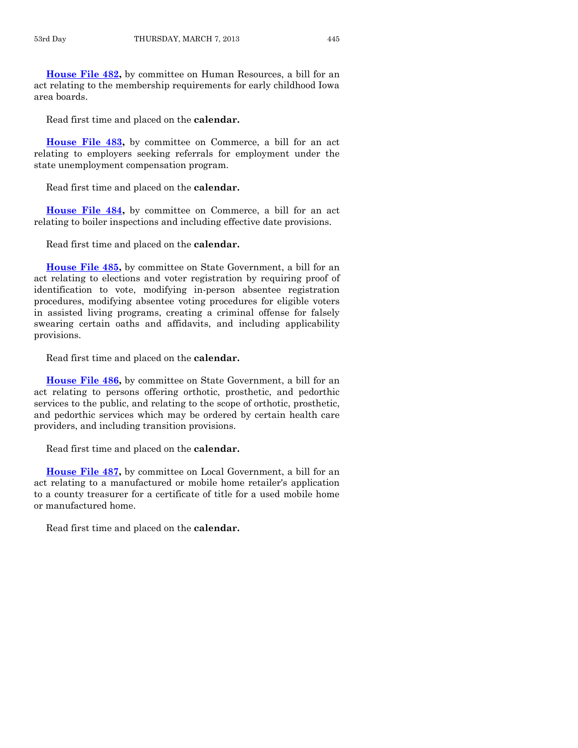**House File 482,** by committee on Human Resources, a bill for an act relating to the membership requirements for early childhood Iowa area boards.

Read first time and placed on the **calendar.**

**House File 483,** by committee on Commerce, a bill for an act relating to employers seeking referrals for employment under the state unemployment compensation program.

Read first time and placed on the **calendar.**

**House File 484,** by committee on Commerce, a bill for an act relating to boiler inspections and including effective date provisions.

Read first time and placed on the **calendar.**

**House File 485,** by committee on State Government, a bill for an act relating to elections and voter registration by requiring proof of identification to vote, modifying in-person absentee registration procedures, modifying absentee voting procedures for eligible voters in assisted living programs, creating a criminal offense for falsely swearing certain oaths and affidavits, and including applicability provisions.

Read first time and placed on the **calendar.**

**House File 486,** by committee on State Government, a bill for an act relating to persons offering orthotic, prosthetic, and pedorthic services to the public, and relating to the scope of orthotic, prosthetic, and pedorthic services which may be ordered by certain health care providers, and including transition provisions.

Read first time and placed on the **calendar.**

**House File 487,** by committee on Local Government, a bill for an act relating to a manufactured or mobile home retailer's application to a county treasurer for a certificate of title for a used mobile home or manufactured home.

Read first time and placed on the **calendar.**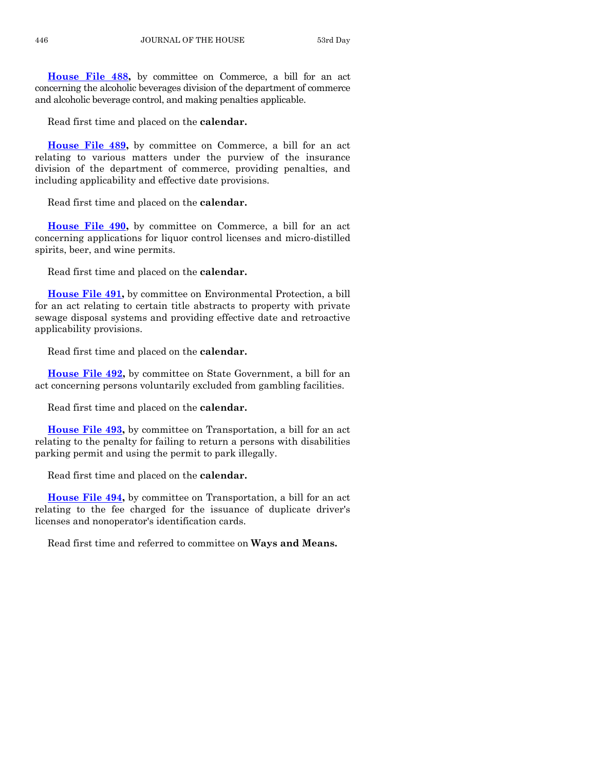**House File 488,** by committee on Commerce, a bill for an act concerning the alcoholic beverages division of the department of commerce and alcoholic beverage control, and making penalties applicable.

Read first time and placed on the **calendar.**

**House File 489,** by committee on Commerce, a bill for an act relating to various matters under the purview of the insurance division of the department of commerce, providing penalties, and including applicability and effective date provisions.

Read first time and placed on the **calendar.**

**House File 490,** by committee on Commerce, a bill for an act concerning applications for liquor control licenses and micro-distilled spirits, beer, and wine permits.

Read first time and placed on the **calendar.**

**House File 491,** by committee on Environmental Protection, a bill for an act relating to certain title abstracts to property with private sewage disposal systems and providing effective date and retroactive applicability provisions.

Read first time and placed on the **calendar.**

**House File 492,** by committee on State Government, a bill for an act concerning persons voluntarily excluded from gambling facilities.

Read first time and placed on the **calendar.**

**House File 493,** by committee on Transportation, a bill for an act relating to the penalty for failing to return a persons with disabilities parking permit and using the permit to park illegally.

Read first time and placed on the **calendar.**

**House File 494,** by committee on Transportation, a bill for an act relating to the fee charged for the issuance of duplicate driver's licenses and nonoperator's identification cards.

Read first time and referred to committee on **Ways and Means.**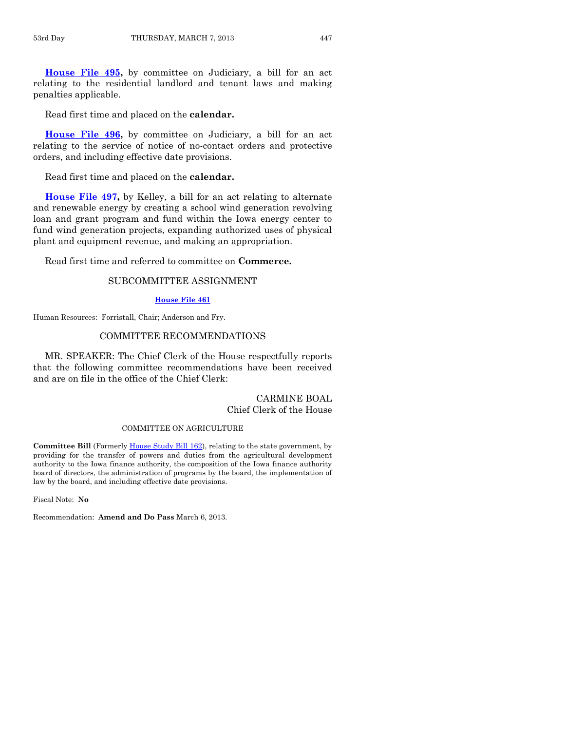**House File 495,** by committee on Judiciary, a bill for an act relating to the residential landlord and tenant laws and making penalties applicable.

Read first time and placed on the **calendar.**

**House File 496,** by committee on Judiciary, a bill for an act relating to the service of notice of no-contact orders and protective orders, and including effective date provisions.

Read first time and placed on the **calendar.**

**House File 497,** by Kelley, a bill for an act relating to alternate and renewable energy by creating a school wind generation revolving loan and grant program and fund within the Iowa energy center to fund wind generation projects, expanding authorized uses of physical plant and equipment revenue, and making an appropriation.

Read first time and referred to committee on **Commerce.**

## SUBCOMMITTEE ASSIGNMENT

**House File 461**

Human Resources: Forristall, Chair; Anderson and Fry.

## COMMITTEE RECOMMENDATIONS

MR. SPEAKER: The Chief Clerk of the House respectfully reports that the following committee recommendations have been received and are on file in the office of the Chief Clerk:

CARMINE BOAL
Chief Clerk of the House

### COMMITTEE ON AGRICULTURE

**Committee Bill** (Formerly House Study Bill 162), relating to the state government, by providing for the transfer of powers and duties from the agricultural development authority to the Iowa finance authority, the composition of the Iowa finance authority board of directors, the administration of programs by the board, the implementation of law by the board, and including effective date provisions.

Fiscal Note: **No**

Recommendation: **Amend and Do Pass** March 6, 2013.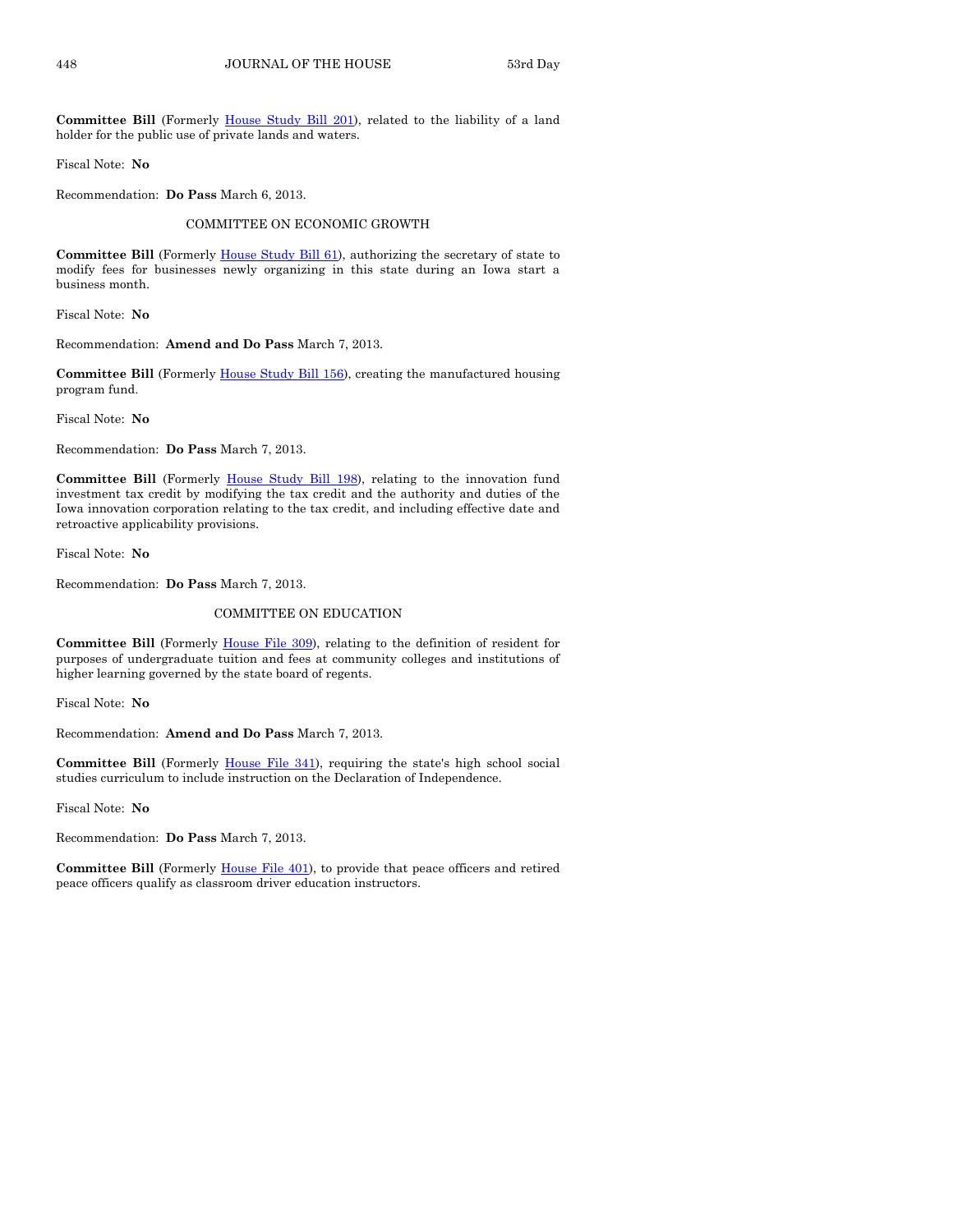**Committee Bill** (Formerly House Study Bill 201), related to the liability of a land holder for the public use of private lands and waters.

Fiscal Note: **No**

Recommendation: **Do Pass** March 6, 2013.

COMMITTEE ON ECONOMIC GROWTH

**Committee Bill** (Formerly House Study Bill 61), authorizing the secretary of state to modify fees for businesses newly organizing in this state during an Iowa start a business month.

Fiscal Note: **No**

Recommendation: **Amend and Do Pass** March 7, 2013.

**Committee Bill** (Formerly House Study Bill 156), creating the manufactured housing program fund.

Fiscal Note: **No**

Recommendation: **Do Pass** March 7, 2013.

**Committee Bill** (Formerly House Study Bill 198), relating to the innovation fund investment tax credit by modifying the tax credit and the authority and duties of the Iowa innovation corporation relating to the tax credit, and including effective date and retroactive applicability provisions.

Fiscal Note: **No**

Recommendation: **Do Pass** March 7, 2013.

COMMITTEE ON EDUCATION

**Committee Bill** (Formerly House File 309), relating to the definition of resident for purposes of undergraduate tuition and fees at community colleges and institutions of higher learning governed by the state board of regents.

Fiscal Note: **No**

Recommendation: **Amend and Do Pass** March 7, 2013.

**Committee Bill** (Formerly House File 341), requiring the state's high school social studies curriculum to include instruction on the Declaration of Independence.

Fiscal Note: **No**

Recommendation: **Do Pass** March 7, 2013.

**Committee Bill** (Formerly House File 401), to provide that peace officers and retired peace officers qualify as classroom driver education instructors.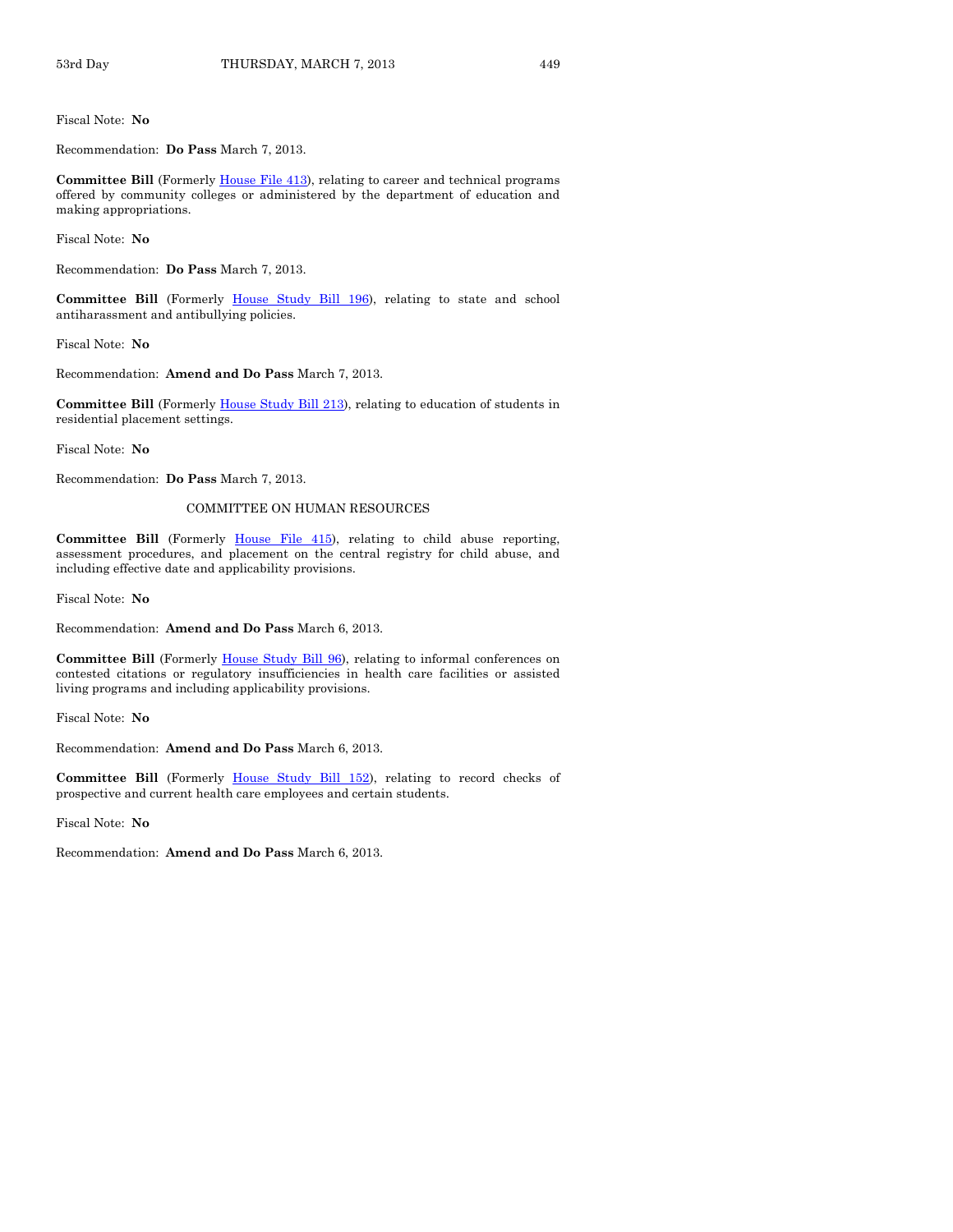Fiscal Note: **No**

Recommendation: **Do Pass** March 7, 2013.

**Committee Bill** (Formerly House File 413), relating to career and technical programs offered by community colleges or administered by the department of education and making appropriations.

Fiscal Note: **No**

Recommendation: **Do Pass** March 7, 2013.

**Committee Bill** (Formerly House Study Bill 196), relating to state and school antiharassment and antibullying policies.

Fiscal Note: **No**

Recommendation: **Amend and Do Pass** March 7, 2013.

**Committee Bill** (Formerly House Study Bill 213), relating to education of students in residential placement settings.

Fiscal Note: **No**

Recommendation: **Do Pass** March 7, 2013.

COMMITTEE ON HUMAN RESOURCES

**Committee Bill** (Formerly House File 415), relating to child abuse reporting, assessment procedures, and placement on the central registry for child abuse, and including effective date and applicability provisions.

Fiscal Note: **No**

Recommendation: **Amend and Do Pass** March 6, 2013.

**Committee Bill** (Formerly House Study Bill 96), relating to informal conferences on contested citations or regulatory insufficiencies in health care facilities or assisted living programs and including applicability provisions.

Fiscal Note: **No**

Recommendation: **Amend and Do Pass** March 6, 2013.

**Committee Bill** (Formerly House Study Bill 152), relating to record checks of prospective and current health care employees and certain students.

Fiscal Note: **No**

Recommendation: **Amend and Do Pass** March 6, 2013.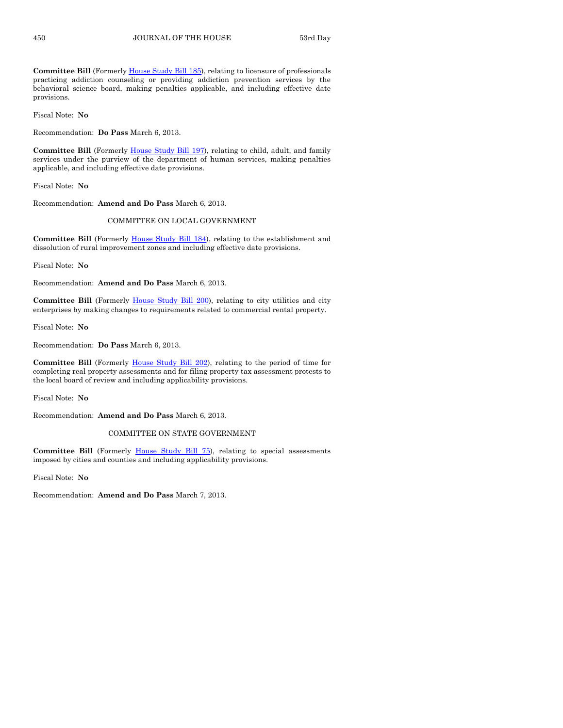**Committee Bill** (Formerly House Study Bill 185), relating to licensure of professionals practicing addiction counseling or providing addiction prevention services by the behavioral science board, making penalties applicable, and including effective date provisions.

Fiscal Note: **No**

Recommendation: **Do Pass** March 6, 2013.

**Committee Bill** (Formerly House Study Bill 197), relating to child, adult, and family services under the purview of the department of human services, making penalties applicable, and including effective date provisions.

Fiscal Note: **No**

Recommendation: **Amend and Do Pass** March 6, 2013.

COMMITTEE ON LOCAL GOVERNMENT

**Committee Bill** (Formerly House Study Bill 184), relating to the establishment and dissolution of rural improvement zones and including effective date provisions.

Fiscal Note: **No**

Recommendation: **Amend and Do Pass** March 6, 2013.

**Committee Bill** (Formerly House Study Bill 200), relating to city utilities and city enterprises by making changes to requirements related to commercial rental property.

Fiscal Note: **No**

Recommendation: **Do Pass** March 6, 2013.

**Committee Bill** (Formerly House Study Bill 202), relating to the period of time for completing real property assessments and for filing property tax assessment protests to the local board of review and including applicability provisions.

Fiscal Note: **No**

Recommendation: **Amend and Do Pass** March 6, 2013.

COMMITTEE ON STATE GOVERNMENT

**Committee Bill** (Formerly House Study Bill 75), relating to special assessments imposed by cities and counties and including applicability provisions.

Fiscal Note: **No**

Recommendation: **Amend and Do Pass** March 7, 2013.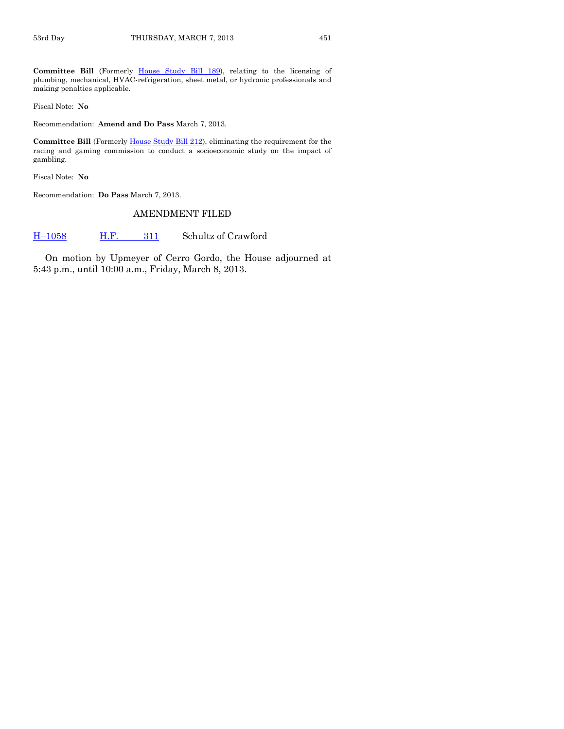**Committee Bill** (Formerly House Study Bill 189), relating to the licensing of plumbing, mechanical, HVAC-refrigeration, sheet metal, or hydronic professionals and making penalties applicable.

Fiscal Note: **No**

Recommendation: **Amend and Do Pass** March 7, 2013.

**Committee Bill** (Formerly House Study Bill 212), eliminating the requirement for the racing and gaming commission to conduct a socioeconomic study on the impact of gambling.

Fiscal Note: **No**

Recommendation: **Do Pass** March 7, 2013.

## AMENDMENT FILED

| | | |
|---|---|---|
| H–1058 | H.F. 311 | Schultz of Crawford |

On motion by Upmeyer of Cerro Gordo, the House adjourned at 5:43 p.m., until 10:00 a.m., Friday, March 8, 2013.